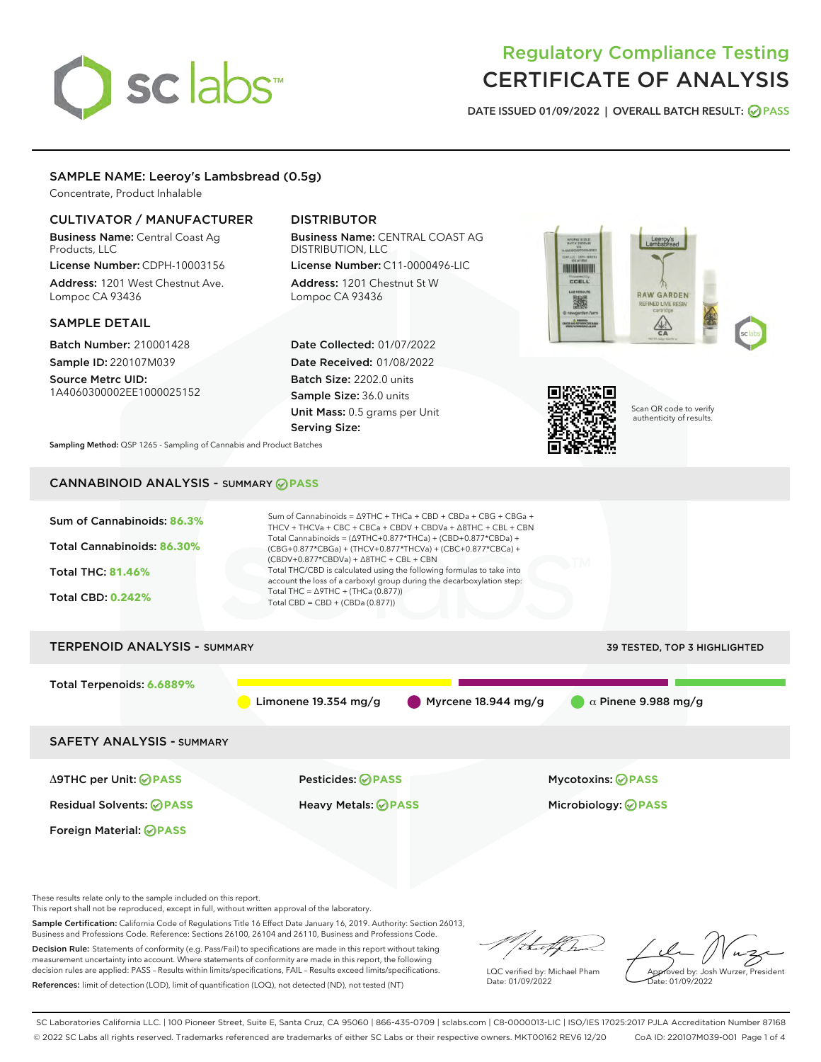# Regulatory Compliance Testing
# CERTIFICATE OF ANALYSIS

DATE ISSUED 01/09/2022 | OVERALL BATCH RESULT: PASS

## SAMPLE NAME: Leeroy's Lambsbread (0.5g)

Concentrate, Product Inhalable

### CULTIVATOR / MANUFACTURER

**Business Name:** Central Coast Ag Products, LLC

**License Number:** CDPH-10003156

**Address:** 1201 West Chestnut Ave. Lompoc CA 93436

### DISTRIBUTOR

**Business Name:** CENTRAL COAST AG DISTRIBUTION, LLC

**License Number:** C11-0000496-LIC

**Address:** 1201 Chestnut St W Lompoc CA 93436

### SAMPLE DETAIL

**Batch Number:** 210001428

**Sample ID:** 220107M039

**Source Metrc UID:** 1A4060300002EE1000025152

**Date Collected:** 01/07/2022

**Date Received:** 01/08/2022

**Batch Size:** 2202.0 units

**Sample Size:** 36.0 units

**Unit Mass:** 0.5 grams per Unit

**Serving Size:**

Scan QR code to verify authenticity of results.

**Sampling Method:** QSP 1265 - Sampling of Cannabis and Product Batches

## CANNABINOID ANALYSIS - SUMMARY PASS

Sum of Cannabinoids: **86.3%**

Total Cannabinoids: **86.30%**

Total THC: **81.46%**

Total CBD: **0.242%**

Sum of Cannabinoids = Δ9THC + THCa + CBD + CBDa + CBG + CBGa + THCV + THCVa + CBC + CBCa + CBDV + CBDVa + Δ8THC + CBL + CBN

Total Cannabinoids = (Δ9THC+0.877*THCa) + (CBD+0.877*CBDa) + (CBG+0.877*CBGa) + (THCV+0.877*THCVa) + (CBC+0.877*CBCa) + (CBDV+0.877*CBDVa) + Δ8THC + CBL + CBN

Total THC/CBD is calculated using the following formulas to take into account the loss of a carboxyl group during the decarboxylation step:

Total THC = Δ9THC + (THCa (0.877))

Total CBD = CBD + (CBDa (0.877))

## TERPENOID ANALYSIS - SUMMARY

39 TESTED, TOP 3 HIGHLIGHTED

Total Terpenoids: **6.6889%**

Limonene 19.354 mg/g | Myrcene 18.944 mg/g | α Pinene 9.988 mg/g

## SAFETY ANALYSIS - SUMMARY

| | | |
|---|---|---|
| Δ9THC per Unit: PASS | Pesticides: PASS | Mycotoxins: PASS |
| Residual Solvents: PASS | Heavy Metals: PASS | Microbiology: PASS |
| Foreign Material: PASS | | |

These results relate only to the sample included on this report.
This report shall not be reproduced, except in full, without written approval of the laboratory.

**Sample Certification:** California Code of Regulations Title 16 Effect Date January 16, 2019. Authority: Section 26013, Business and Professions Code. Reference: Sections 26100, 26104 and 26110, Business and Professions Code.

**Decision Rule:** Statements of conformity (e.g. Pass/Fail) to specifications are made in this report without taking measurement uncertainty into account. Where statements of conformity are made in this report, the following decision rules are applied: PASS - Results within limits/specifications, FAIL - Results exceed limits/specifications.

**References:** limit of detection (LOD), limit of quantification (LOQ), not detected (ND), not tested (NT)

LQC verified by: Michael Pham
Date: 01/09/2022

Approved by: Josh Wurzer, President
Date: 01/09/2022

SC Laboratories California LLC. | 100 Pioneer Street, Suite E, Santa Cruz, CA 95060 | 866-435-0709 | sclabs.com | C8-0000013-LIC | ISO/IES 17025:2017 PJLA Accreditation Number 87168
© 2022 SC Labs all rights reserved. Trademarks referenced are trademarks of either SC Labs or their respective owners. MKT00162 REV6 12/20 CoA ID: 220107M039-001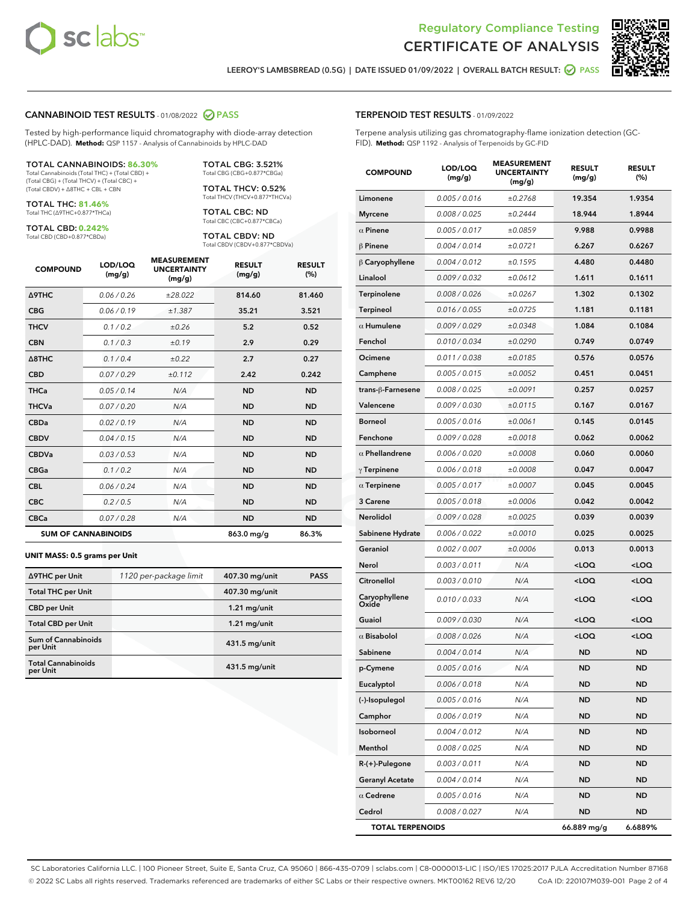# Regulatory Compliance Testing
# CERTIFICATE OF ANALYSIS

LEEROY'S LAMBSBREAD (0.5G) | DATE ISSUED 01/09/2022 | OVERALL BATCH RESULT: PASS

## CANNABINOID TEST RESULTS - 01/08/2022 PASS

Tested by high-performance liquid chromatography with diode-array detection (HPLC-DAD). **Method:** QSP 1157 - Analysis of Cannabinoids by HPLC-DAD

**TOTAL CANNABINOIDS: 86.30%**
Total Cannabinoids (Total THC) + (Total CBD) + (Total CBG) + (Total THCV) + (Total CBC) + (Total CBDV) + Δ8THC + CBL + CBN

**TOTAL THC: 81.46%**
Total THC (Δ9THC+0.877*THCa)

**TOTAL CBD: 0.242%**
Total CBD (CBD+0.877*CBDa)

**TOTAL CBG: 3.521%**
Total CBG (CBG+0.877*CBGa)

**TOTAL THCV: 0.52%**
Total THCV (THCV+0.877*THCVa)

**TOTAL CBC: ND**
Total CBC (CBC+0.877*CBCa)

**TOTAL CBDV: ND**
Total CBDV (CBDV+0.877*CBDVa)

| COMPOUND | LOD/LOQ (mg/g) | MEASUREMENT UNCERTAINTY (mg/g) | RESULT (mg/g) | RESULT (%) |
|---|---|---|---|---|
| Δ9THC | 0.06 / 0.26 | ±28.022 | 814.60 | 81.460 |
| CBG | 0.06 / 0.19 | ±1.387 | 35.21 | 3.521 |
| THCV | 0.1 / 0.2 | ±0.26 | 5.2 | 0.52 |
| CBN | 0.1 / 0.3 | ±0.19 | 2.9 | 0.29 |
| Δ8THC | 0.1 / 0.4 | ±0.22 | 2.7 | 0.27 |
| CBD | 0.07 / 0.29 | ±0.112 | 2.42 | 0.242 |
| THCa | 0.05 / 0.14 | N/A | ND | ND |
| THCVa | 0.07 / 0.20 | N/A | ND | ND |
| CBDa | 0.02 / 0.19 | N/A | ND | ND |
| CBDV | 0.04 / 0.15 | N/A | ND | ND |
| CBDVa | 0.03 / 0.53 | N/A | ND | ND |
| CBGa | 0.1 / 0.2 | N/A | ND | ND |
| CBL | 0.06 / 0.24 | N/A | ND | ND |
| CBC | 0.2 / 0.5 | N/A | ND | ND |
| CBCa | 0.07 / 0.28 | N/A | ND | ND |
| **SUM OF CANNABINOIDS** | | | 863.0 mg/g | 86.3% |

**UNIT MASS: 0.5 grams per Unit**

| | | | |
|---|---|---|---|
| Δ9THC per Unit | 1120 per-package limit | 407.30 mg/unit | PASS |
| Total THC per Unit | | 407.30 mg/unit | |
| CBD per Unit | | 1.21 mg/unit | |
| Total CBD per Unit | | 1.21 mg/unit | |
| Sum of Cannabinoids per Unit | | 431.5 mg/unit | |
| Total Cannabinoids per Unit | | 431.5 mg/unit | |

## TERPENOID TEST RESULTS - 01/09/2022

Terpene analysis utilizing gas chromatography-flame ionization detection (GC-FID). **Method:** QSP 1192 - Analysis of Terpenoids by GC-FID

| COMPOUND | LOD/LOQ (mg/g) | MEASUREMENT UNCERTAINTY (mg/g) | RESULT (mg/g) | RESULT (%) |
|---|---|---|---|---|
| Limonene | 0.005 / 0.016 | ±0.2768 | 19.354 | 1.9354 |
| Myrcene | 0.008 / 0.025 | ±0.2444 | 18.944 | 1.8944 |
| α Pinene | 0.005 / 0.017 | ±0.0859 | 9.988 | 0.9988 |
| β Pinene | 0.004 / 0.014 | ±0.0721 | 6.267 | 0.6267 |
| β Caryophyllene | 0.004 / 0.012 | ±0.1595 | 4.480 | 0.4480 |
| Linalool | 0.009 / 0.032 | ±0.0612 | 1.611 | 0.1611 |
| Terpinolene | 0.008 / 0.026 | ±0.0267 | 1.302 | 0.1302 |
| Terpineol | 0.016 / 0.055 | ±0.0725 | 1.181 | 0.1181 |
| α Humulene | 0.009 / 0.029 | ±0.0348 | 1.084 | 0.1084 |
| Fenchol | 0.010 / 0.034 | ±0.0290 | 0.749 | 0.0749 |
| Ocimene | 0.011 / 0.038 | ±0.0185 | 0.576 | 0.0576 |
| Camphene | 0.005 / 0.015 | ±0.0052 | 0.451 | 0.0451 |
| trans-β-Farnesene | 0.008 / 0.025 | ±0.0091 | 0.257 | 0.0257 |
| Valencene | 0.009 / 0.030 | ±0.0115 | 0.167 | 0.0167 |
| Borneol | 0.005 / 0.016 | ±0.0061 | 0.145 | 0.0145 |
| Fenchone | 0.009 / 0.028 | ±0.0018 | 0.062 | 0.0062 |
| α Phellandrene | 0.006 / 0.020 | ±0.0008 | 0.060 | 0.0060 |
| γ Terpinene | 0.006 / 0.018 | ±0.0008 | 0.047 | 0.0047 |
| α Terpinene | 0.005 / 0.017 | ±0.0007 | 0.045 | 0.0045 |
| 3 Carene | 0.005 / 0.018 | ±0.0006 | 0.042 | 0.0042 |
| Nerolidol | 0.009 / 0.028 | ±0.0025 | 0.039 | 0.0039 |
| Sabinene Hydrate | 0.006 / 0.022 | ±0.0010 | 0.025 | 0.0025 |
| Geraniol | 0.002 / 0.007 | ±0.0006 | 0.013 | 0.0013 |
| Nerol | 0.003 / 0.011 | N/A | <LOQ | <LOQ |
| Citronellol | 0.003 / 0.010 | N/A | <LOQ | <LOQ |
| Caryophyllene Oxide | 0.010 / 0.033 | N/A | <LOQ | <LOQ |
| Guaiol | 0.009 / 0.030 | N/A | <LOQ | <LOQ |
| α Bisabolol | 0.008 / 0.026 | N/A | <LOQ | <LOQ |
| Sabinene | 0.004 / 0.014 | N/A | ND | ND |
| p-Cymene | 0.005 / 0.016 | N/A | ND | ND |
| Eucalyptol | 0.006 / 0.018 | N/A | ND | ND |
| (-)-Isopulegol | 0.005 / 0.016 | N/A | ND | ND |
| Camphor | 0.006 / 0.019 | N/A | ND | ND |
| Isoborneol | 0.004 / 0.012 | N/A | ND | ND |
| Menthol | 0.008 / 0.025 | N/A | ND | ND |
| R-(+)-Pulegone | 0.003 / 0.011 | N/A | ND | ND |
| Geranyl Acetate | 0.004 / 0.014 | N/A | ND | ND |
| α Cedrene | 0.005 / 0.016 | N/A | ND | ND |
| Cedrol | 0.008 / 0.027 | N/A | ND | ND |
| **TOTAL TERPENOIDS** | | | 66.889 mg/g | 6.6889% |

SC Laboratories California LLC. | 100 Pioneer Street, Suite E, Santa Cruz, CA 95060 | 866-435-0709 | sclabs.com | C8-0000013-LIC | ISO/IES 17025:2017 PJLA Accreditation Number 87168
© 2022 SC Labs all rights reserved. Trademarks referenced are trademarks of either SC Labs or their respective owners. MKT00162 REV6 12/20 CoA ID: 220107M039-001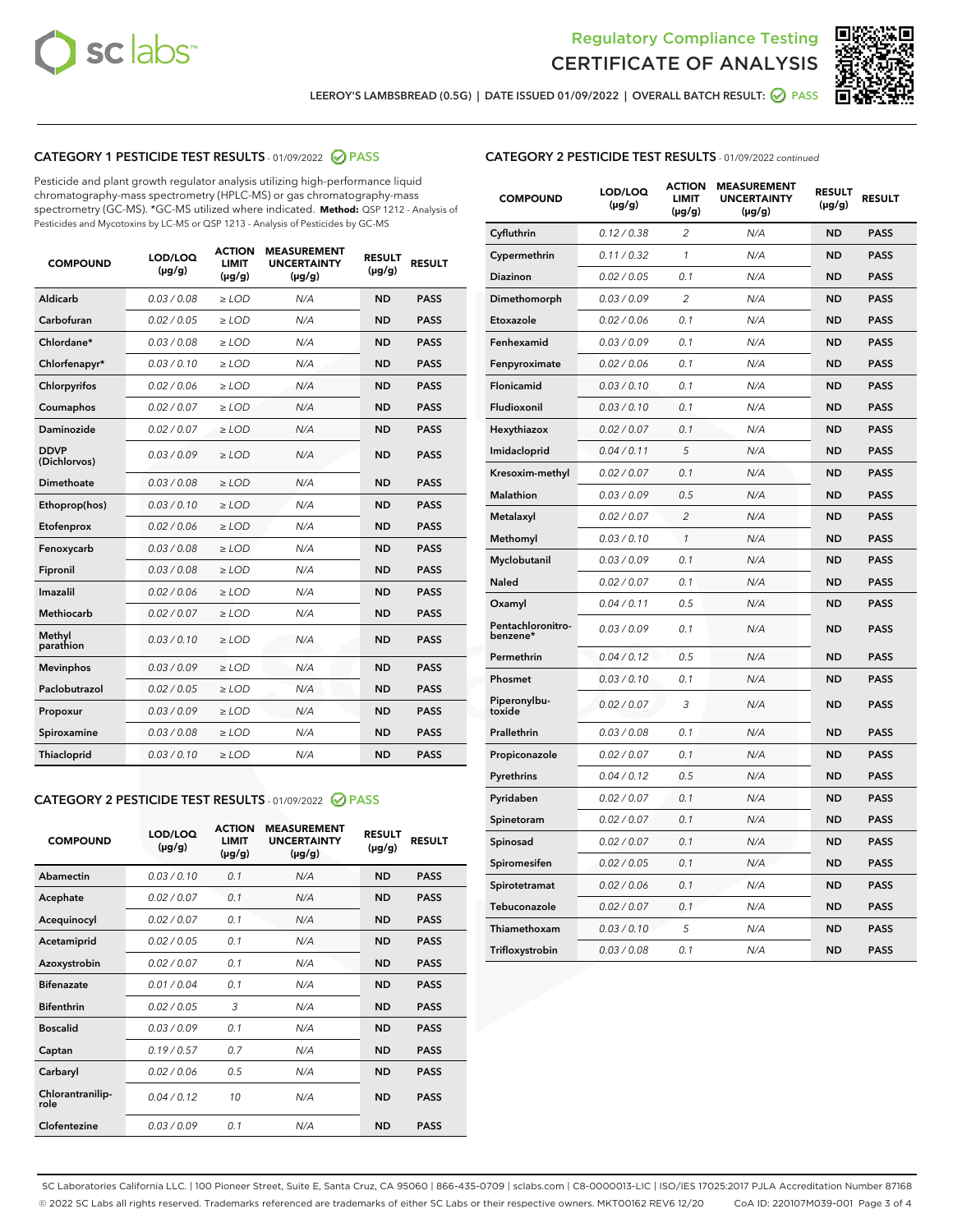Regulatory Compliance Testing
CERTIFICATE OF ANALYSIS

LEEROY'S LAMBSBREAD (0.5G) | DATE ISSUED 01/09/2022 | OVERALL BATCH RESULT: PASS

## CATEGORY 1 PESTICIDE TEST RESULTS - 01/09/2022 PASS

Pesticide and plant growth regulator analysis utilizing high-performance liquid chromatography-mass spectrometry (HPLC-MS) or gas chromatography-mass spectrometry (GC-MS). *GC-MS utilized where indicated. **Method:** QSP 1212 - Analysis of Pesticides and Mycotoxins by LC-MS or QSP 1213 - Analysis of Pesticides by GC-MS

| COMPOUND | LOD/LOQ (µg/g) | ACTION LIMIT (µg/g) | MEASUREMENT UNCERTAINTY (µg/g) | RESULT (µg/g) | RESULT |
|---|---|---|---|---|---|
| Aldicarb | 0.03 / 0.08 | ≥ LOD | N/A | ND | PASS |
| Carbofuran | 0.02 / 0.05 | ≥ LOD | N/A | ND | PASS |
| Chlordane* | 0.03 / 0.08 | ≥ LOD | N/A | ND | PASS |
| Chlorfenapyr* | 0.03 / 0.10 | ≥ LOD | N/A | ND | PASS |
| Chlorpyrifos | 0.02 / 0.06 | ≥ LOD | N/A | ND | PASS |
| Coumaphos | 0.02 / 0.07 | ≥ LOD | N/A | ND | PASS |
| Daminozide | 0.02 / 0.07 | ≥ LOD | N/A | ND | PASS |
| DDVP (Dichlorvos) | 0.03 / 0.09 | ≥ LOD | N/A | ND | PASS |
| Dimethoate | 0.03 / 0.08 | ≥ LOD | N/A | ND | PASS |
| Ethoprop(hos) | 0.03 / 0.10 | ≥ LOD | N/A | ND | PASS |
| Etofenprox | 0.02 / 0.06 | ≥ LOD | N/A | ND | PASS |
| Fenoxycarb | 0.03 / 0.08 | ≥ LOD | N/A | ND | PASS |
| Fipronil | 0.03 / 0.08 | ≥ LOD | N/A | ND | PASS |
| Imazalil | 0.02 / 0.06 | ≥ LOD | N/A | ND | PASS |
| Methiocarb | 0.02 / 0.07 | ≥ LOD | N/A | ND | PASS |
| Methyl parathion | 0.03 / 0.10 | ≥ LOD | N/A | ND | PASS |
| Mevinphos | 0.03 / 0.09 | ≥ LOD | N/A | ND | PASS |
| Paclobutrazol | 0.02 / 0.05 | ≥ LOD | N/A | ND | PASS |
| Propoxur | 0.03 / 0.09 | ≥ LOD | N/A | ND | PASS |
| Spiroxamine | 0.03 / 0.08 | ≥ LOD | N/A | ND | PASS |
| Thiacloprid | 0.03 / 0.10 | ≥ LOD | N/A | ND | PASS |

## CATEGORY 2 PESTICIDE TEST RESULTS - 01/09/2022 PASS

| COMPOUND | LOD/LOQ (µg/g) | ACTION LIMIT (µg/g) | MEASUREMENT UNCERTAINTY (µg/g) | RESULT (µg/g) | RESULT |
|---|---|---|---|---|---|
| Abamectin | 0.03 / 0.10 | 0.1 | N/A | ND | PASS |
| Acephate | 0.02 / 0.07 | 0.1 | N/A | ND | PASS |
| Acequinocyl | 0.02 / 0.07 | 0.1 | N/A | ND | PASS |
| Acetamiprid | 0.02 / 0.05 | 0.1 | N/A | ND | PASS |
| Azoxystrobin | 0.02 / 0.07 | 0.1 | N/A | ND | PASS |
| Bifenazate | 0.01 / 0.04 | 0.1 | N/A | ND | PASS |
| Bifenthrin | 0.02 / 0.05 | 3 | N/A | ND | PASS |
| Boscalid | 0.03 / 0.09 | 0.1 | N/A | ND | PASS |
| Captan | 0.19 / 0.57 | 0.7 | N/A | ND | PASS |
| Carbaryl | 0.02 / 0.06 | 0.5 | N/A | ND | PASS |
| Chlorantraniliprole | 0.04 / 0.12 | 10 | N/A | ND | PASS |
| Clofentezine | 0.03 / 0.09 | 0.1 | N/A | ND | PASS |
| Cyfluthrin | 0.12 / 0.38 | 2 | N/A | ND | PASS |
| Cypermethrin | 0.11 / 0.32 | 1 | N/A | ND | PASS |
| Diazinon | 0.02 / 0.05 | 0.1 | N/A | ND | PASS |
| Dimethomorph | 0.03 / 0.09 | 2 | N/A | ND | PASS |
| Etoxazole | 0.02 / 0.06 | 0.1 | N/A | ND | PASS |
| Fenhexamid | 0.03 / 0.09 | 0.1 | N/A | ND | PASS |
| Fenpyroximate | 0.02 / 0.06 | 0.1 | N/A | ND | PASS |
| Flonicamid | 0.03 / 0.10 | 0.1 | N/A | ND | PASS |
| Fludioxonil | 0.03 / 0.10 | 0.1 | N/A | ND | PASS |
| Hexythiazox | 0.02 / 0.07 | 0.1 | N/A | ND | PASS |
| Imidacloprid | 0.04 / 0.11 | 5 | N/A | ND | PASS |
| Kresoxim-methyl | 0.02 / 0.07 | 0.1 | N/A | ND | PASS |
| Malathion | 0.03 / 0.09 | 0.5 | N/A | ND | PASS |
| Metalaxyl | 0.02 / 0.07 | 2 | N/A | ND | PASS |
| Methomyl | 0.03 / 0.10 | 1 | N/A | ND | PASS |
| Myclobutanil | 0.03 / 0.09 | 0.1 | N/A | ND | PASS |
| Naled | 0.02 / 0.07 | 0.1 | N/A | ND | PASS |
| Oxamyl | 0.04 / 0.11 | 0.5 | N/A | ND | PASS |
| Pentachloronitrobenzene* | 0.03 / 0.09 | 0.1 | N/A | ND | PASS |
| Permethrin | 0.04 / 0.12 | 0.5 | N/A | ND | PASS |
| Phosmet | 0.03 / 0.10 | 0.1 | N/A | ND | PASS |
| Piperonylbutoxide | 0.02 / 0.07 | 3 | N/A | ND | PASS |
| Prallethrin | 0.03 / 0.08 | 0.1 | N/A | ND | PASS |
| Propiconazole | 0.02 / 0.07 | 0.1 | N/A | ND | PASS |
| Pyrethrins | 0.04 / 0.12 | 0.5 | N/A | ND | PASS |
| Pyridaben | 0.02 / 0.07 | 0.1 | N/A | ND | PASS |
| Spinetoram | 0.02 / 0.07 | 0.1 | N/A | ND | PASS |
| Spinosad | 0.02 / 0.07 | 0.1 | N/A | ND | PASS |
| Spiromesifen | 0.02 / 0.05 | 0.1 | N/A | ND | PASS |
| Spirotetramat | 0.02 / 0.06 | 0.1 | N/A | ND | PASS |
| Tebuconazole | 0.02 / 0.07 | 0.1 | N/A | ND | PASS |
| Thiamethoxam | 0.03 / 0.10 | 5 | N/A | ND | PASS |
| Trifloxystrobin | 0.03 / 0.08 | 0.1 | N/A | ND | PASS |

SC Laboratories California LLC. | 100 Pioneer Street, Suite E, Santa Cruz, CA 95060 | 866-435-0709 | sclabs.com | C8-0000013-LIC | ISO/IES 17025:2017 PJLA Accreditation Number 87168
© 2022 SC Labs all rights reserved. Trademarks referenced are trademarks of either SC Labs or their respective owners. MKT00162 REV6 12/20 CoA ID: 220107M039-001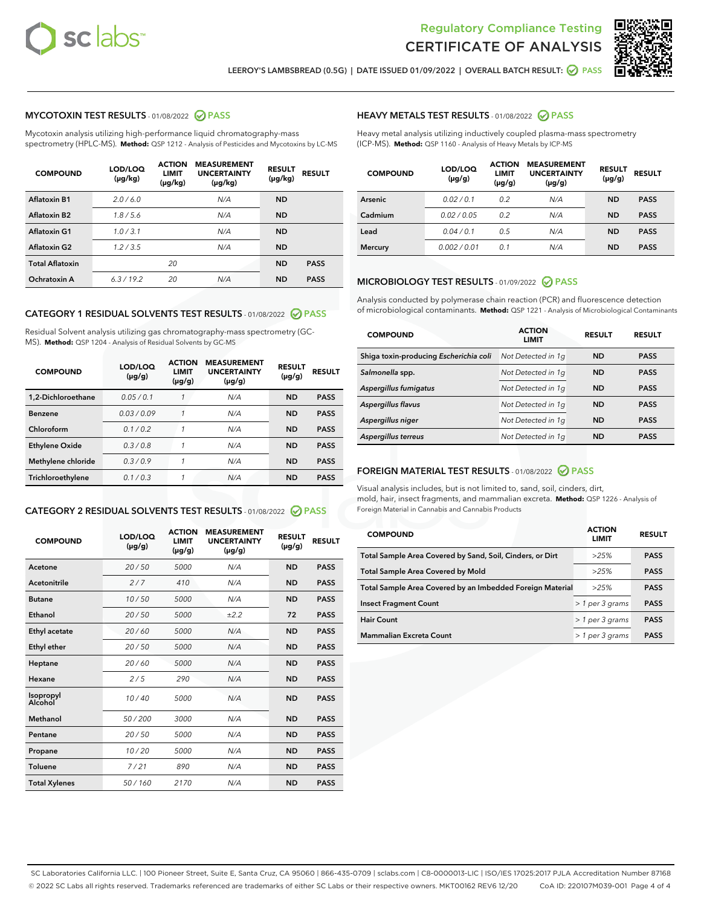Regulatory Compliance Testing

# CERTIFICATE OF ANALYSIS

LEEROY'S LAMBSBREAD (0.5G) | DATE ISSUED 01/09/2022 | OVERALL BATCH RESULT: PASS

## MYCOTOXIN TEST RESULTS - 01/08/2022 PASS

Mycotoxin analysis utilizing high-performance liquid chromatography-mass spectrometry (HPLC-MS). **Method:** QSP 1212 - Analysis of Pesticides and Mycotoxins by LC-MS

| COMPOUND | LOD/LOQ (µg/kg) | ACTION LIMIT (µg/kg) | MEASUREMENT UNCERTAINTY (µg/kg) | RESULT (µg/kg) | RESULT |
|---|---|---|---|---|---|
| Aflatoxin B1 | 2.0 / 6.0 | | N/A | ND | |
| Aflatoxin B2 | 1.8 / 5.6 | | N/A | ND | |
| Aflatoxin G1 | 1.0 / 3.1 | | N/A | ND | |
| Aflatoxin G2 | 1.2 / 3.5 | | N/A | ND | |
| Total Aflatoxin | | 20 | | ND | PASS |
| Ochratoxin A | 6.3 / 19.2 | 20 | N/A | ND | PASS |

## CATEGORY 1 RESIDUAL SOLVENTS TEST RESULTS - 01/08/2022 PASS

Residual Solvent analysis utilizing gas chromatography-mass spectrometry (GC-MS). **Method:** QSP 1204 - Analysis of Residual Solvents by GC-MS

| COMPOUND | LOD/LOQ (µg/g) | ACTION LIMIT (µg/g) | MEASUREMENT UNCERTAINTY (µg/g) | RESULT (µg/g) | RESULT |
|---|---|---|---|---|---|
| 1,2-Dichloroethane | 0.05 / 0.1 | 1 | N/A | ND | PASS |
| Benzene | 0.03 / 0.09 | 1 | N/A | ND | PASS |
| Chloroform | 0.1 / 0.2 | 1 | N/A | ND | PASS |
| Ethylene Oxide | 0.3 / 0.8 | 1 | N/A | ND | PASS |
| Methylene chloride | 0.3 / 0.9 | 1 | N/A | ND | PASS |
| Trichloroethylene | 0.1 / 0.3 | 1 | N/A | ND | PASS |

## CATEGORY 2 RESIDUAL SOLVENTS TEST RESULTS - 01/08/2022 PASS

| COMPOUND | LOD/LOQ (µg/g) | ACTION LIMIT (µg/g) | MEASUREMENT UNCERTAINTY (µg/g) | RESULT (µg/g) | RESULT |
|---|---|---|---|---|---|
| Acetone | 20 / 50 | 5000 | N/A | ND | PASS |
| Acetonitrile | 2 / 7 | 410 | N/A | ND | PASS |
| Butane | 10 / 50 | 5000 | N/A | ND | PASS |
| Ethanol | 20 / 50 | 5000 | ±2.2 | 72 | PASS |
| Ethyl acetate | 20 / 60 | 5000 | N/A | ND | PASS |
| Ethyl ether | 20 / 50 | 5000 | N/A | ND | PASS |
| Heptane | 20 / 60 | 5000 | N/A | ND | PASS |
| Hexane | 2 / 5 | 290 | N/A | ND | PASS |
| Isopropyl Alcohol | 10 / 40 | 5000 | N/A | ND | PASS |
| Methanol | 50 / 200 | 3000 | N/A | ND | PASS |
| Pentane | 20 / 50 | 5000 | N/A | ND | PASS |
| Propane | 10 / 20 | 5000 | N/A | ND | PASS |
| Toluene | 7 / 21 | 890 | N/A | ND | PASS |
| Total Xylenes | 50 / 160 | 2170 | N/A | ND | PASS |

## HEAVY METALS TEST RESULTS - 01/08/2022 PASS

Heavy metal analysis utilizing inductively coupled plasma-mass spectrometry (ICP-MS). **Method:** QSP 1160 - Analysis of Heavy Metals by ICP-MS

| COMPOUND | LOD/LOQ (µg/g) | ACTION LIMIT (µg/g) | MEASUREMENT UNCERTAINTY (µg/g) | RESULT (µg/g) | RESULT |
|---|---|---|---|---|---|
| Arsenic | 0.02 / 0.1 | 0.2 | N/A | ND | PASS |
| Cadmium | 0.02 / 0.05 | 0.2 | N/A | ND | PASS |
| Lead | 0.04 / 0.1 | 0.5 | N/A | ND | PASS |
| Mercury | 0.002 / 0.01 | 0.1 | N/A | ND | PASS |

## MICROBIOLOGY TEST RESULTS - 01/09/2022 PASS

Analysis conducted by polymerase chain reaction (PCR) and fluorescence detection of microbiological contaminants. **Method:** QSP 1221 - Analysis of Microbiological Contaminants

| COMPOUND | ACTION LIMIT | RESULT | RESULT |
|---|---|---|---|
| Shiga toxin-producing *Escherichia coli* | Not Detected in 1g | ND | PASS |
| *Salmonella* spp. | Not Detected in 1g | ND | PASS |
| *Aspergillus fumigatus* | Not Detected in 1g | ND | PASS |
| *Aspergillus flavus* | Not Detected in 1g | ND | PASS |
| *Aspergillus niger* | Not Detected in 1g | ND | PASS |
| *Aspergillus terreus* | Not Detected in 1g | ND | PASS |

## FOREIGN MATERIAL TEST RESULTS - 01/08/2022 PASS

Visual analysis includes, but is not limited to, sand, soil, cinders, dirt, mold, hair, insect fragments, and mammalian excreta. **Method:** QSP 1226 - Analysis of Foreign Material in Cannabis and Cannabis Products

| COMPOUND | ACTION LIMIT | RESULT |
|---|---|---|
| Total Sample Area Covered by Sand, Soil, Cinders, or Dirt | >25% | PASS |
| Total Sample Area Covered by Mold | >25% | PASS |
| Total Sample Area Covered by an Imbedded Foreign Material | >25% | PASS |
| Insect Fragment Count | > 1 per 3 grams | PASS |
| Hair Count | > 1 per 3 grams | PASS |
| Mammalian Excreta Count | > 1 per 3 grams | PASS |

SC Laboratories California LLC. | 100 Pioneer Street, Suite E, Santa Cruz, CA 95060 | 866-435-0709 | sclabs.com | C8-0000013-LIC | ISO/IES 17025:2017 PJLA Accreditation Number 87168
© 2022 SC Labs all rights reserved. Trademarks referenced are trademarks of either SC Labs or their respective owners. MKT00162 REV6 12/20 CoA ID: 220107M039-001